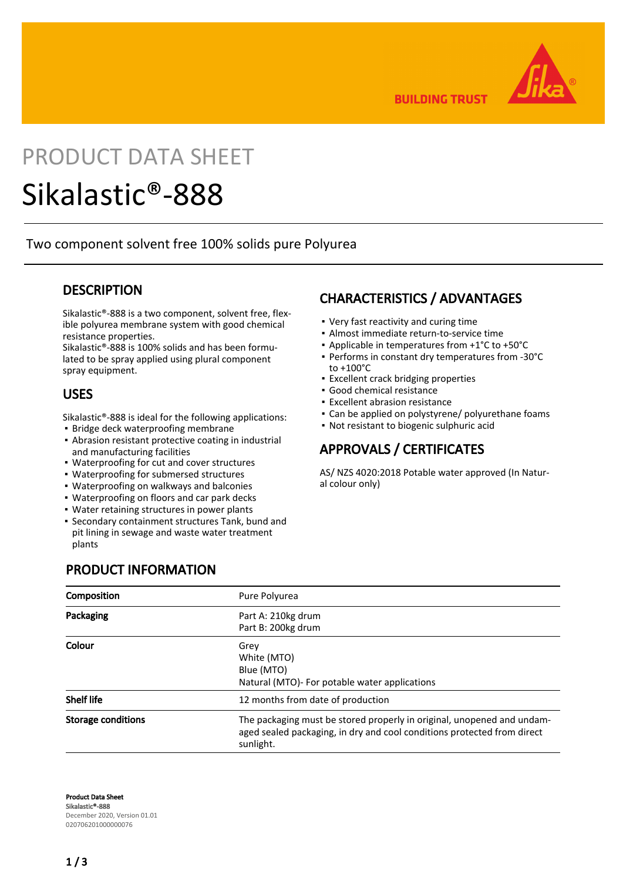PRODUCT DATA SHEET

# Sikalastic®-888

Two component solvent free 100% solids pure Polyurea

## DESCRIPTION

Sikalastic®-888 is a two component, solvent free, flexible polyurea membrane system with good chemical resistance properties.
Sikalastic®-888 is 100% solids and has been formulated to be spray applied using plural component spray equipment.

## USES

Sikalastic®-888 is ideal for the following applications:

- Bridge deck waterproofing membrane
- Abrasion resistant protective coating in industrial and manufacturing facilities
- Waterproofing for cut and cover structures
- Waterproofing for submersed structures
- Waterproofing on walkways and balconies
- Waterproofing on floors and car park decks
- Water retaining structures in power plants
- Secondary containment structures Tank, bund and pit lining in sewage and waste water treatment plants

## CHARACTERISTICS / ADVANTAGES

- Very fast reactivity and curing time
- Almost immediate return-to-service time
- Applicable in temperatures from +1°C to +50°C
- Performs in constant dry temperatures from -30°C to +100°C
- Excellent crack bridging properties
- Good chemical resistance
- Excellent abrasion resistance
- Can be applied on polystyrene/ polyurethane foams
- Not resistant to biogenic sulphuric acid

## APPROVALS / CERTIFICATES

AS/ NZS 4020:2018 Potable water approved (In Natural colour only)

## PRODUCT INFORMATION

| | |
|---|---|
| **Composition** | Pure Polyurea |
| **Packaging** | Part A: 210kg drum<br>Part B: 200kg drum |
| **Colour** | Grey<br>White (MTO)<br>Blue (MTO)<br>Natural (MTO)- For potable water applications |
| **Shelf life** | 12 months from date of production |
| **Storage conditions** | The packaging must be stored properly in original, unopened and undamaged sealed packaging, in dry and cool conditions protected from direct sunlight. |

**Product Data Sheet**
**Sikalastic®-888**
December 2020, Version 01.01
020706201000000076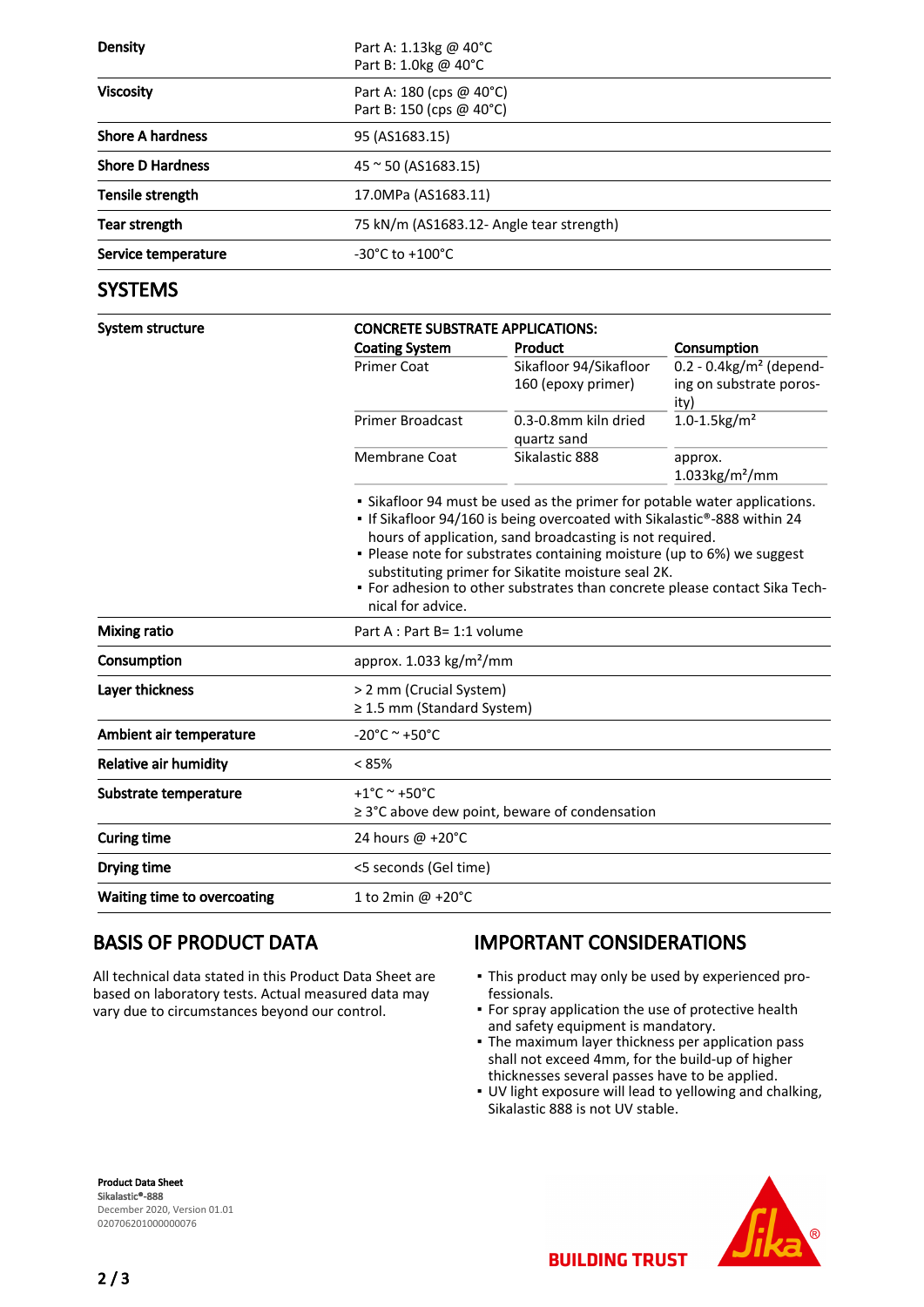| | |
|---|---|
| **Density** | Part A: 1.13kg @ 40°C<br>Part B: 1.0kg @ 40°C |
| **Viscosity** | Part A: 180 (cps @ 40°C)<br>Part B: 150 (cps @ 40°C) |
| **Shore A hardness** | 95 (AS1683.15) |
| **Shore D Hardness** | 45 ~ 50 (AS1683.15) |
| **Tensile strength** | 17.0MPa (AS1683.11) |
| **Tear strength** | 75 kN/m (AS1683.12- Angle tear strength) |
| **Service temperature** | -30°C to +100°C |

## SYSTEMS

**System structure**

**CONCRETE SUBSTRATE APPLICATIONS:**

| Coating System | Product | Consumption |
|---|---|---|
| Primer Coat | Sikafloor 94/Sikafloor 160 (epoxy primer) | 0.2 - 0.4kg/m² (depending on substrate porosity) |
| Primer Broadcast | 0.3-0.8mm kiln dried quartz sand | 1.0-1.5kg/m² |
| Membrane Coat | Sikalastic 888 | approx. 1.033kg/m²/mm |

- Sikafloor 94 must be used as the primer for potable water applications.
- If Sikafloor 94/160 is being overcoated with Sikalastic®-888 within 24 hours of application, sand broadcasting is not required.
- Please note for substrates containing moisture (up to 6%) we suggest substituting primer for Sikatite moisture seal 2K.
- For adhesion to other substrates than concrete please contact Sika Technical for advice.

| | |
|---|---|
| **Mixing ratio** | Part A : Part B= 1:1 volume |
| **Consumption** | approx. 1.033 kg/m²/mm |
| **Layer thickness** | > 2 mm (Crucial System)<br>≥ 1.5 mm (Standard System) |
| **Ambient air temperature** | -20°C ~ +50°C |
| **Relative air humidity** | < 85% |
| **Substrate temperature** | +1°C ~ +50°C<br>≥ 3°C above dew point, beware of condensation |
| **Curing time** | 24 hours @ +20°C |
| **Drying time** | <5 seconds (Gel time) |
| **Waiting time to overcoating** | 1 to 2min @ +20°C |

## BASIS OF PRODUCT DATA

All technical data stated in this Product Data Sheet are based on laboratory tests. Actual measured data may vary due to circumstances beyond our control.

## IMPORTANT CONSIDERATIONS

- This product may only be used by experienced professionals.
- For spray application the use of protective health and safety equipment is mandatory.
- The maximum layer thickness per application pass shall not exceed 4mm, for the build-up of higher thicknesses several passes have to be applied.
- UV light exposure will lead to yellowing and chalking, Sikalastic 888 is not UV stable.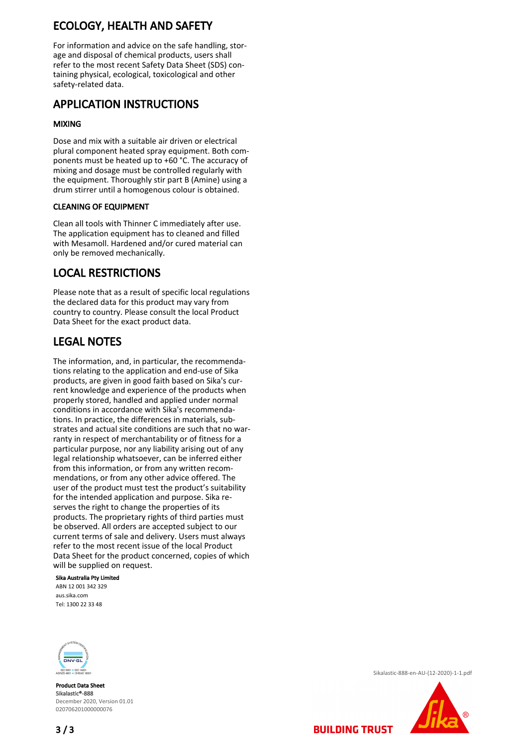## ECOLOGY, HEALTH AND SAFETY

For information and advice on the safe handling, storage and disposal of chemical products, users shall refer to the most recent Safety Data Sheet (SDS) containing physical, ecological, toxicological and other safety-related data.

## APPLICATION INSTRUCTIONS

### MIXING

Dose and mix with a suitable air driven or electrical plural component heated spray equipment. Both components must be heated up to +60 °C. The accuracy of mixing and dosage must be controlled regularly with the equipment. Thoroughly stir part B (Amine) using a drum stirrer until a homogenous colour is obtained.

### CLEANING OF EQUIPMENT

Clean all tools with Thinner C immediately after use. The application equipment has to cleaned and filled with Mesamoll. Hardened and/or cured material can only be removed mechanically.

## LOCAL RESTRICTIONS

Please note that as a result of specific local regulations the declared data for this product may vary from country to country. Please consult the local Product Data Sheet for the exact product data.

## LEGAL NOTES

The information, and, in particular, the recommendations relating to the application and end-use of Sika products, are given in good faith based on Sika's current knowledge and experience of the products when properly stored, handled and applied under normal conditions in accordance with Sika's recommendations. In practice, the differences in materials, substrates and actual site conditions are such that no warranty in respect of merchantability or of fitness for a particular purpose, nor any liability arising out of any legal relationship whatsoever, can be inferred either from this information, or from any written recommendations, or from any other advice offered. The user of the product must test the product's suitability for the intended application and purpose. Sika reserves the right to change the properties of its products. The proprietary rights of third parties must be observed. All orders are accepted subject to our current terms of sale and delivery. Users must always refer to the most recent issue of the local Product Data Sheet for the product concerned, copies of which will be supplied on request.

**Sika Australia Pty Limited**
ABN 12 001 342 329
aus.sika.com
Tel: 1300 22 33 48

ISO 9001 ISO 14001
AS/NZS 4801 OHSAS 18001

Sikalastic-888-en-AU-(12-2020)-1-1.pdf

**Product Data Sheet**
**Sikalastic®-888**
December 2020, Version 01.01
020706201000000076

BUILDING TRUST